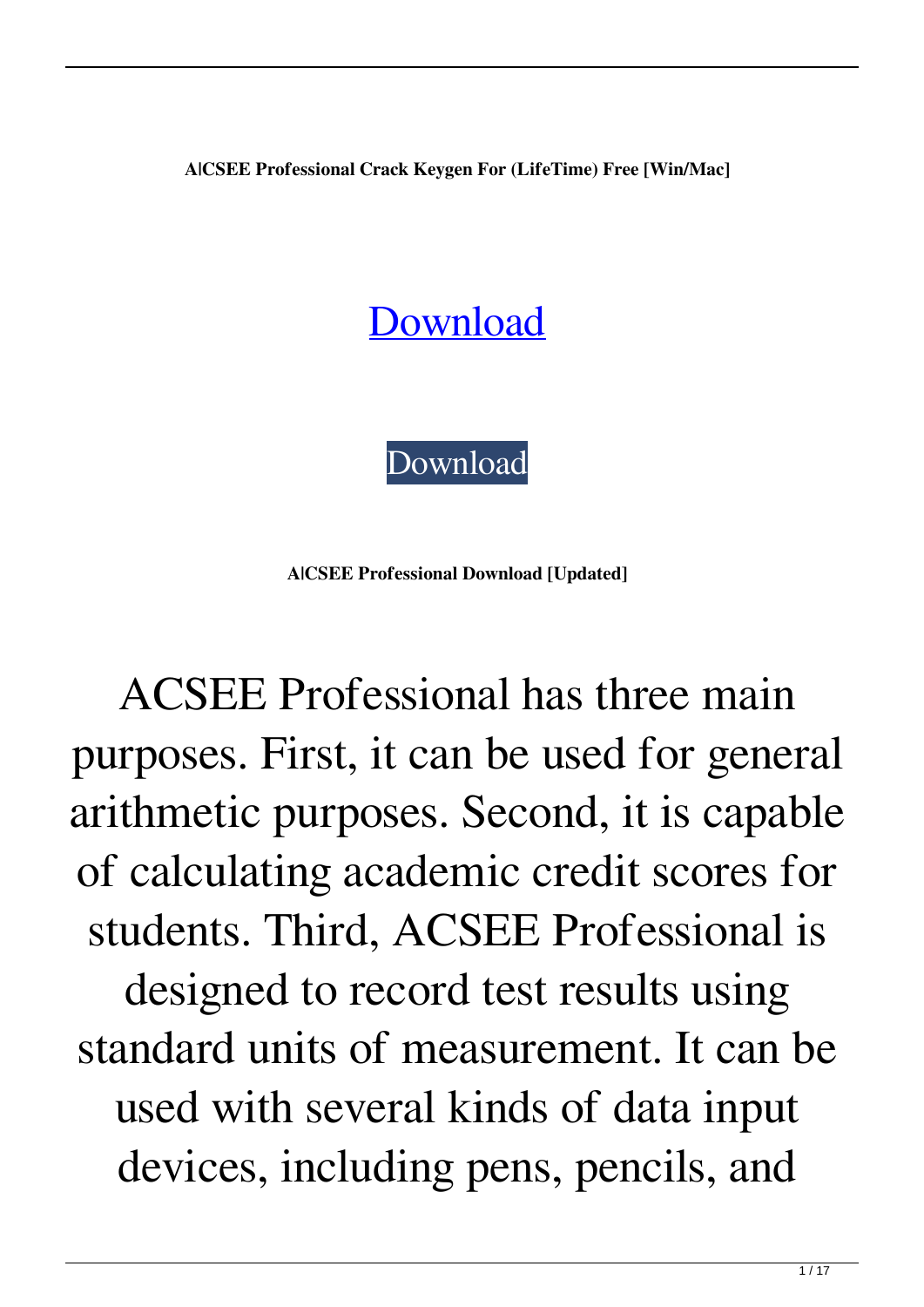**A|CSEE Professional Crack Keygen For (LifeTime) Free [Win/Mac]**

[Download](#)

[Download](#)

**A|CSEE Professional Download [Updated]**

ACSEE Professional has three main purposes. First, it can be used for general arithmetic purposes. Second, it is capable of calculating academic credit scores for students. Third, ACSEE Professional is designed to record test results using standard units of measurement. It can be used with several kinds of data input devices, including pens, pencils, and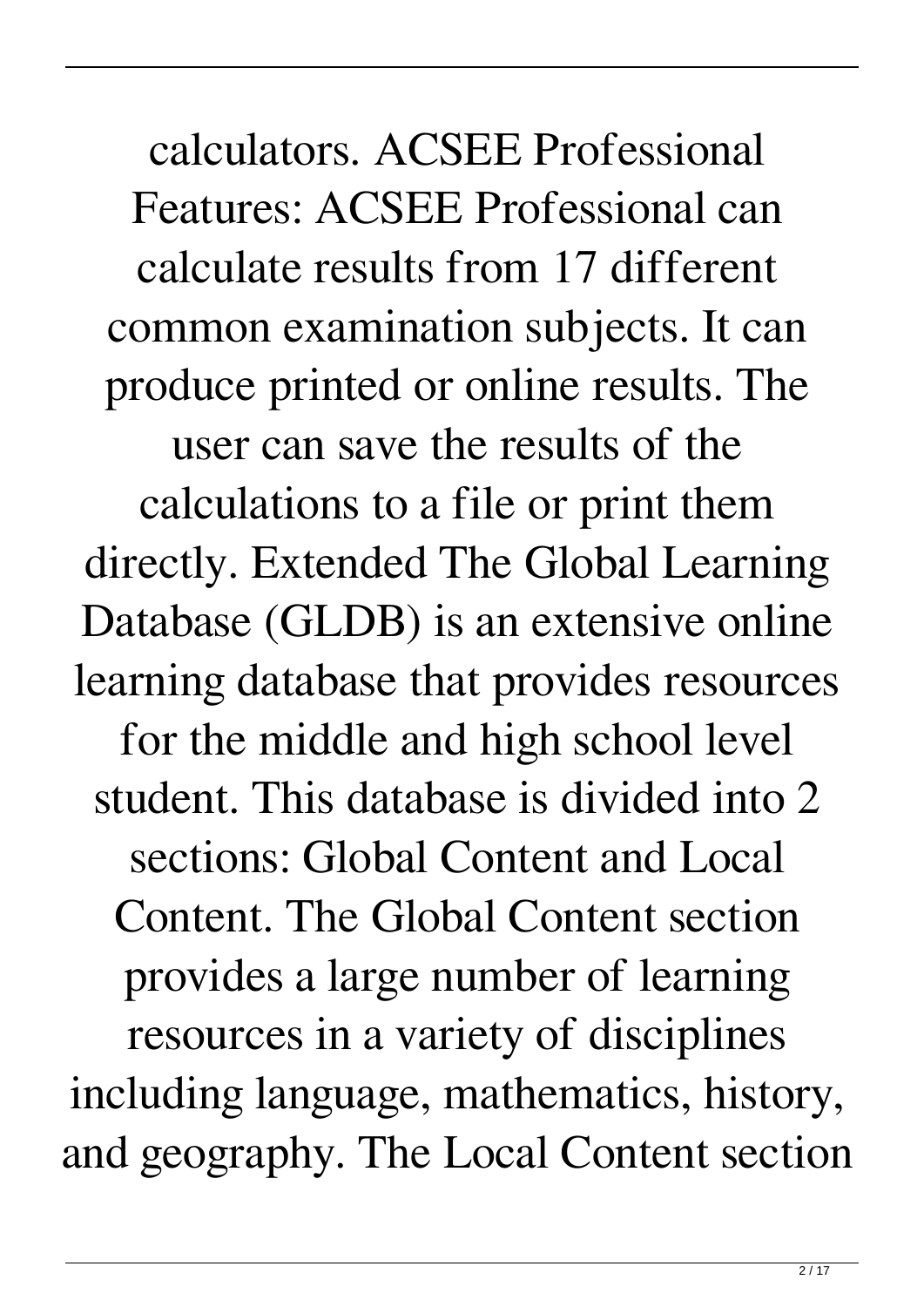calculators. ACSEE Professional Features: ACSEE Professional can calculate results from 17 different common examination subjects. It can produce printed or online results. The user can save the results of the calculations to a file or print them directly. Extended The Global Learning Database (GLDB) is an extensive online learning database that provides resources for the middle and high school level student. This database is divided into 2 sections: Global Content and Local Content. The Global Content section provides a large number of learning resources in a variety of disciplines including language, mathematics, history, and geography. The Local Content section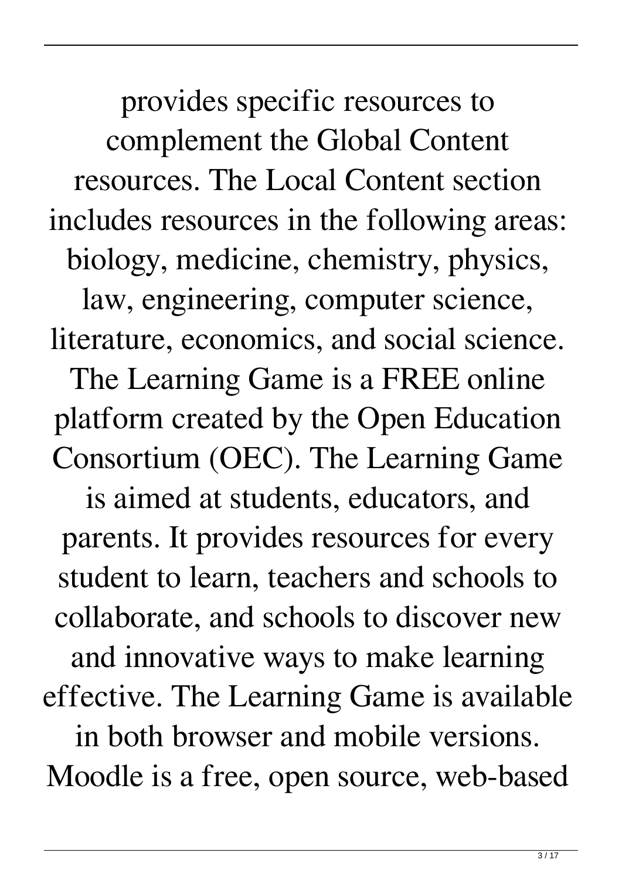provides specific resources to complement the Global Content resources. The Local Content section includes resources in the following areas: biology, medicine, chemistry, physics, law, engineering, computer science, literature, economics, and social science. The Learning Game is a FREE online platform created by the Open Education Consortium (OEC). The Learning Game is aimed at students, educators, and parents. It provides resources for every student to learn, teachers and schools to collaborate, and schools to discover new and innovative ways to make learning effective. The Learning Game is available in both browser and mobile versions. Moodle is a free, open source, web-based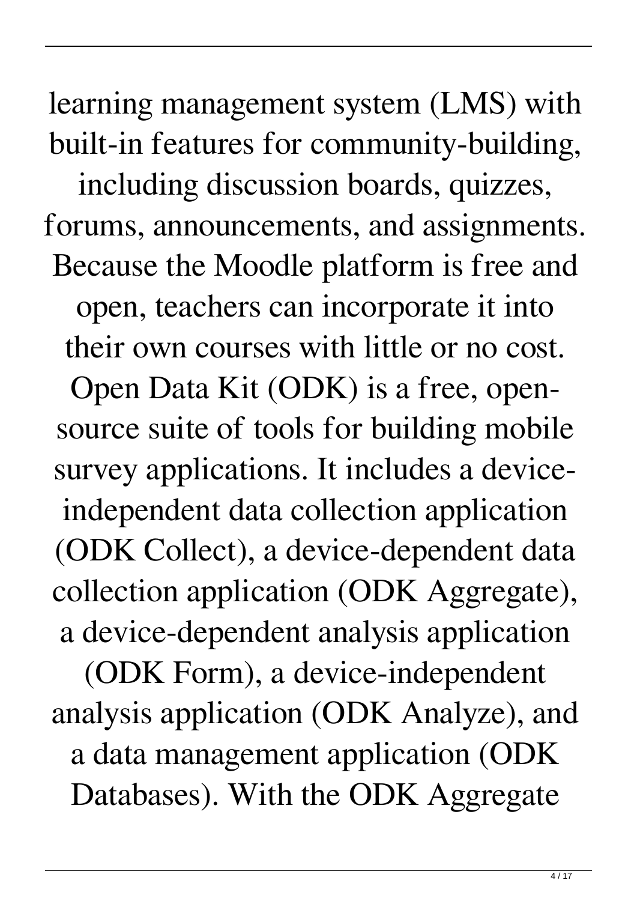learning management system (LMS) with built-in features for community-building, including discussion boards, quizzes, forums, announcements, and assignments. Because the Moodle platform is free and open, teachers can incorporate it into their own courses with little or no cost. Open Data Kit (ODK) is a free, open-source suite of tools for building mobile survey applications. It includes a device-independent data collection application (ODK Collect), a device-dependent data collection application (ODK Aggregate), a device-dependent analysis application (ODK Form), a device-independent analysis application (ODK Analyze), and a data management application (ODK Databases). With the ODK Aggregate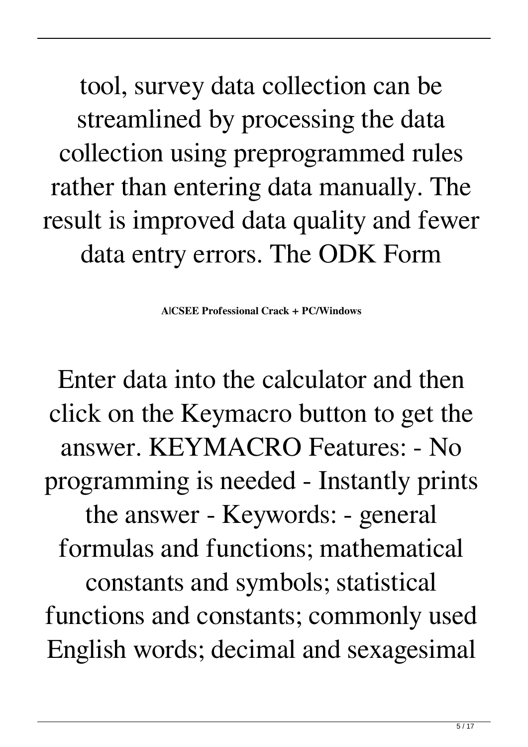tool, survey data collection can be streamlined by processing the data collection using preprogrammed rules rather than entering data manually. The result is improved data quality and fewer data entry errors. The ODK Form

**A|CSEE Professional Crack + PC/Windows**

Enter data into the calculator and then click on the Keymacro button to get the answer. KEYMACRO Features: - No programming is needed - Instantly prints the answer - Keywords: - general formulas and functions; mathematical constants and symbols; statistical functions and constants; commonly used English words; decimal and sexagesimal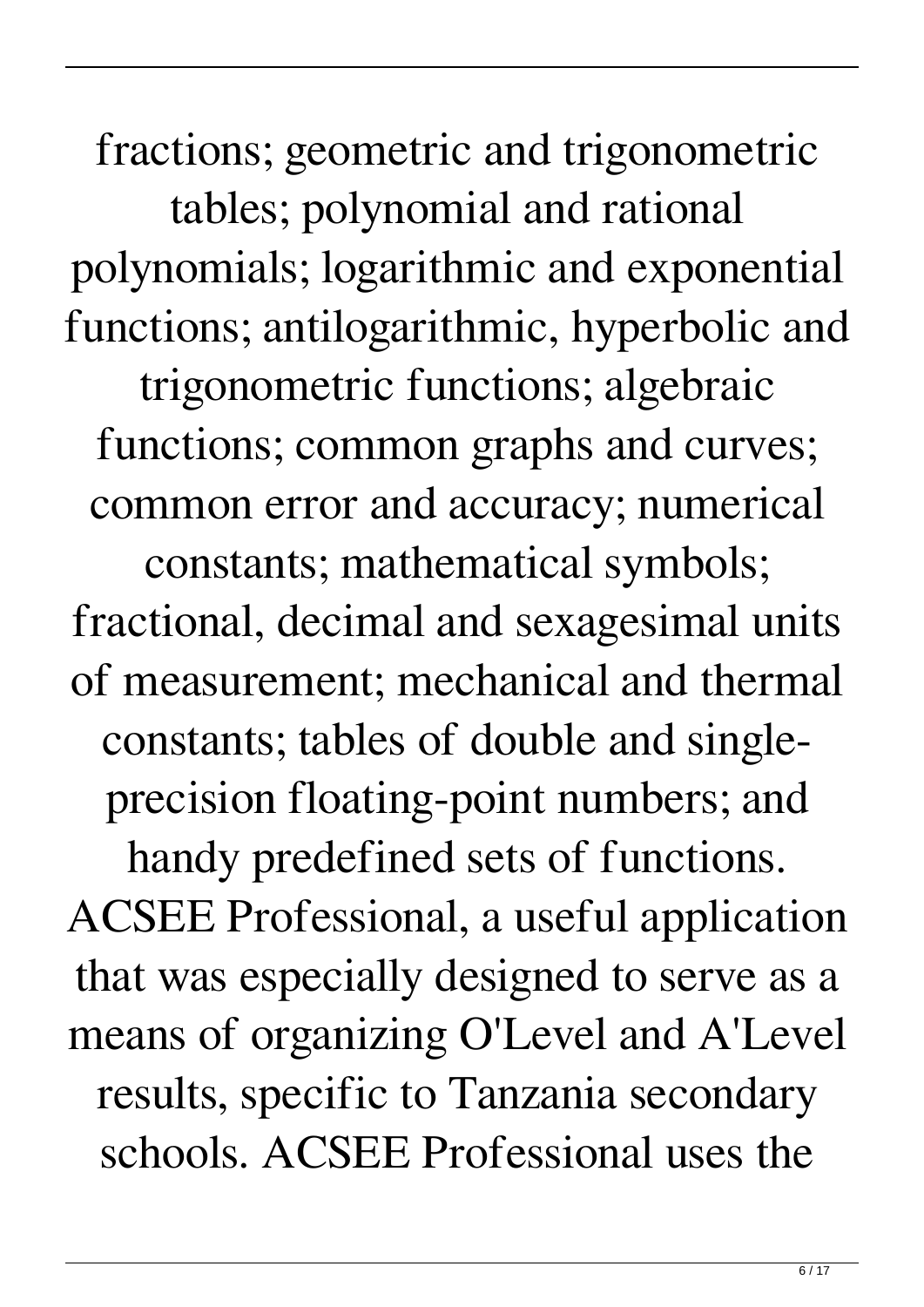fractions; geometric and trigonometric tables; polynomial and rational polynomials; logarithmic and exponential functions; antilogarithmic, hyperbolic and trigonometric functions; algebraic functions; common graphs and curves; common error and accuracy; numerical constants; mathematical symbols; fractional, decimal and sexagesimal units of measurement; mechanical and thermal constants; tables of double and single-precision floating-point numbers; and handy predefined sets of functions. ACSEE Professional, a useful application that was especially designed to serve as a means of organizing O'Level and A'Level results, specific to Tanzania secondary schools. ACSEE Professional uses the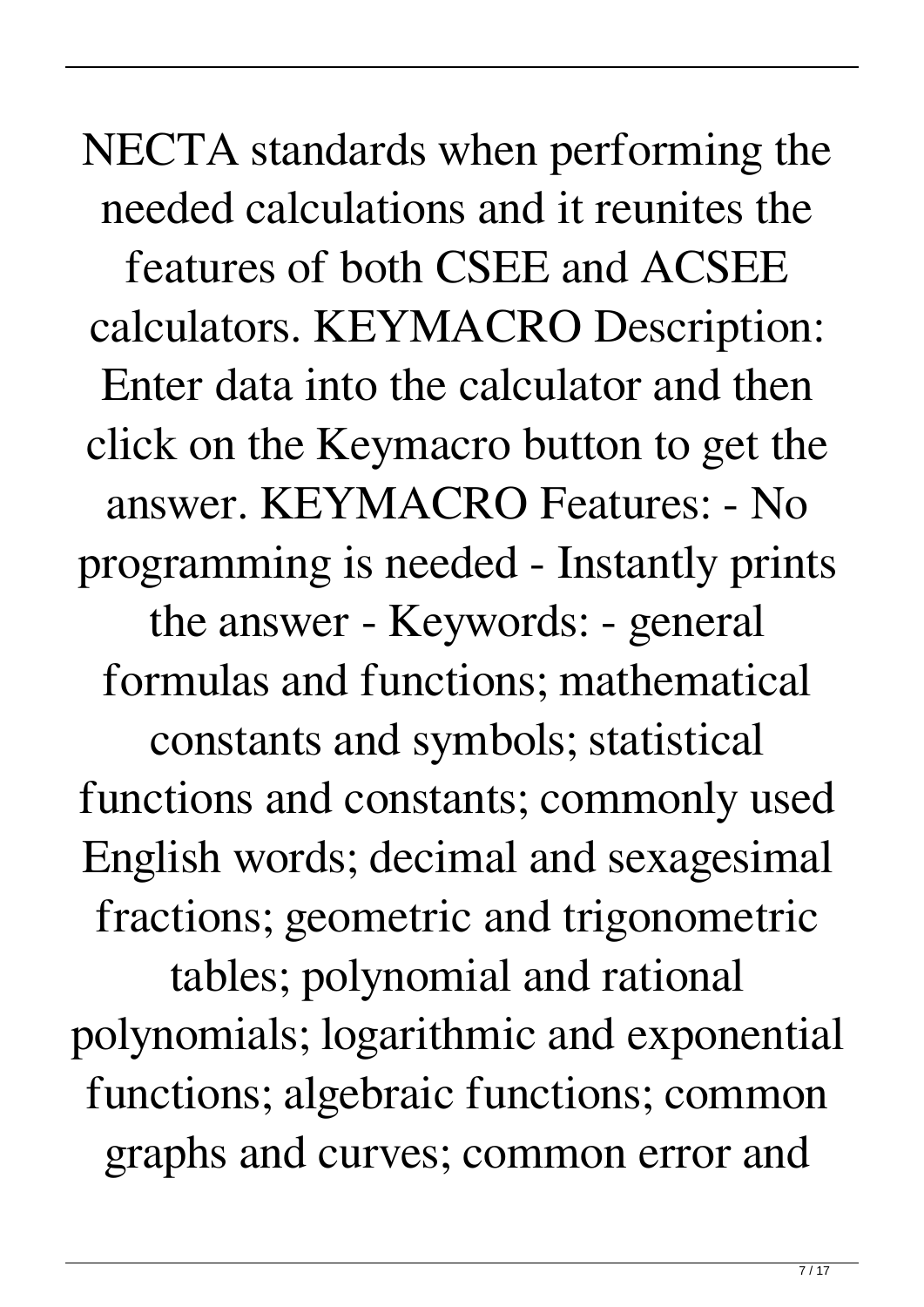NECTA standards when performing the needed calculations and it reunites the features of both CSEE and ACSEE calculators. KEYMACRO Description: Enter data into the calculator and then click on the Keymacro button to get the answer. KEYMACRO Features: - No programming is needed - Instantly prints the answer - Keywords: - general formulas and functions; mathematical constants and symbols; statistical functions and constants; commonly used English words; decimal and sexagesimal fractions; geometric and trigonometric tables; polynomial and rational polynomials; logarithmic and exponential functions; algebraic functions; common graphs and curves; common error and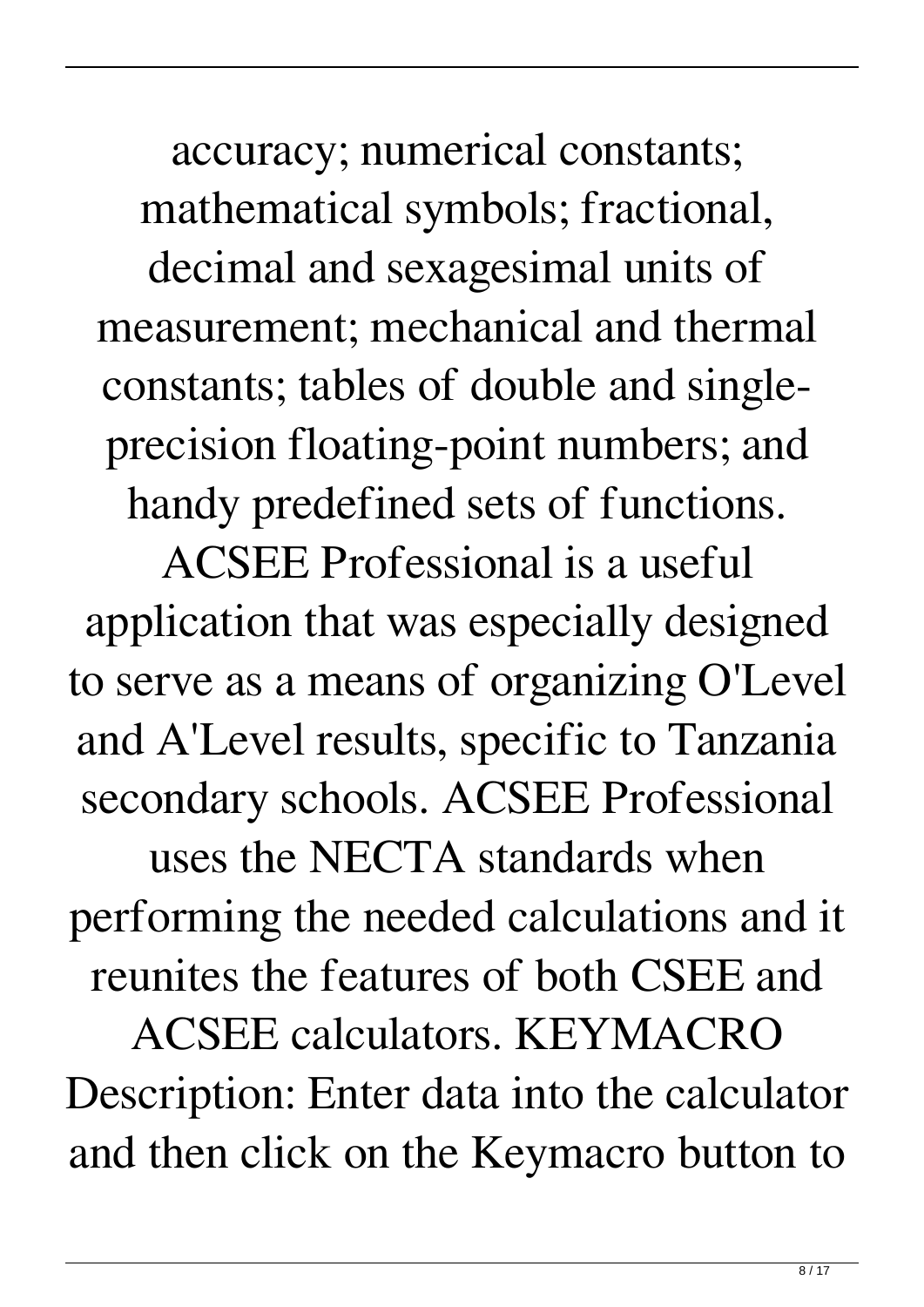accuracy; numerical constants; mathematical symbols; fractional, decimal and sexagesimal units of measurement; mechanical and thermal constants; tables of double and single-precision floating-point numbers; and handy predefined sets of functions. ACSEE Professional is a useful application that was especially designed to serve as a means of organizing O'Level and A'Level results, specific to Tanzania secondary schools. ACSEE Professional uses the NECTA standards when performing the needed calculations and it reunites the features of both CSEE and ACSEE calculators. KEYMACRO Description: Enter data into the calculator and then click on the Keymacro button to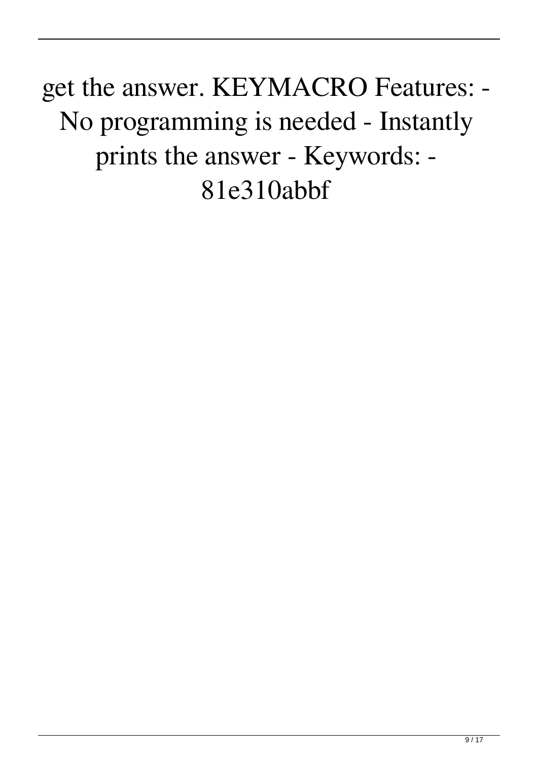get the answer. KEYMACRO Features: - No programming is needed - Instantly prints the answer - Keywords: - 81e310abbf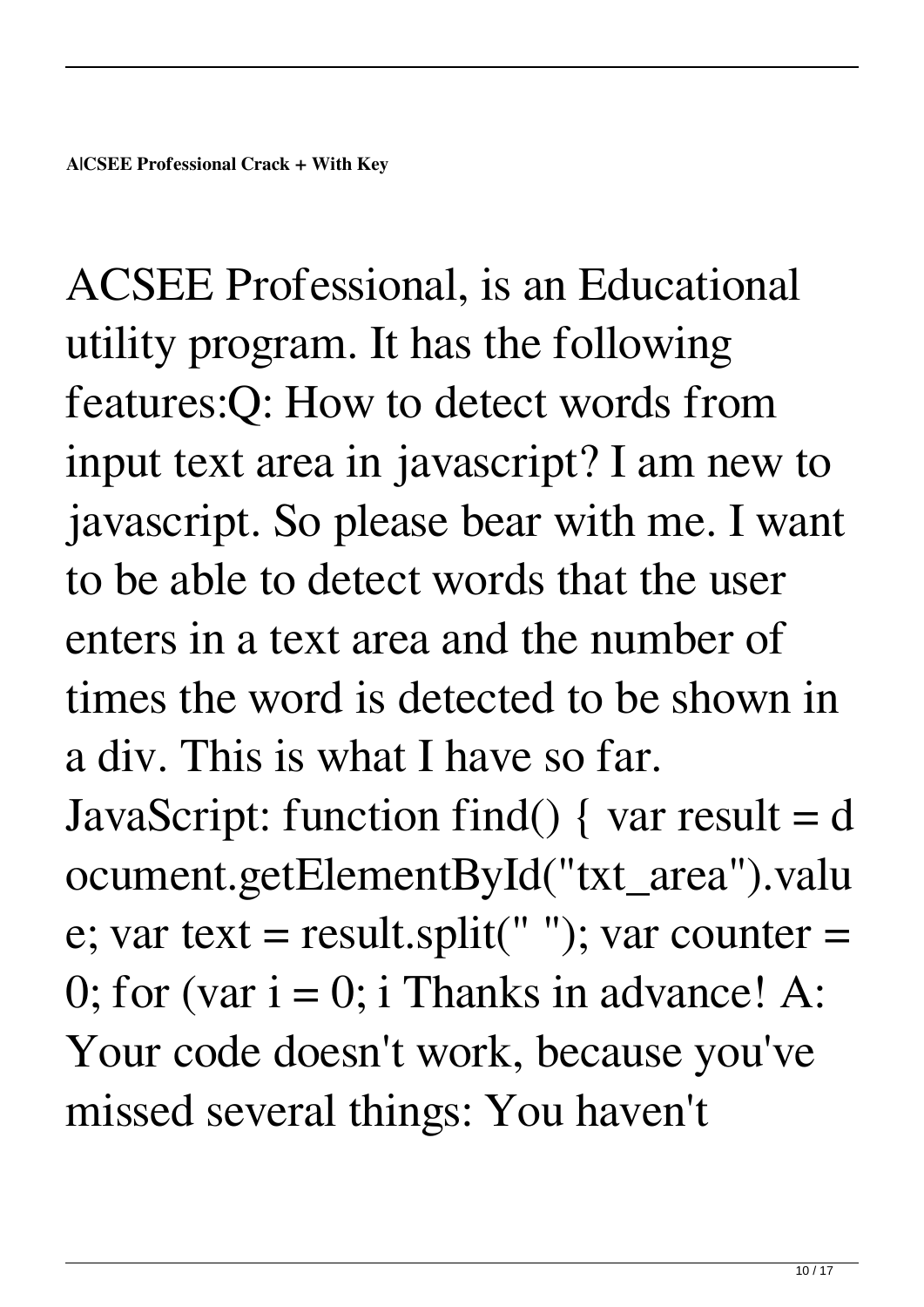**A|CSEE Professional Crack + With Key**

ACSEE Professional, is an Educational utility program. It has the following features:Q: How to detect words from input text area in javascript? I am new to javascript. So please bear with me. I want to be able to detect words that the user enters in a text area and the number of times the word is detected to be shown in a div. This is what I have so far. JavaScript: function find() { var result = document.getElementById("txt_area").value; var text = result.split(" "); var counter = 0; for (var i = 0; i Thanks in advance! A: Your code doesn't work, because you've missed several things: You haven't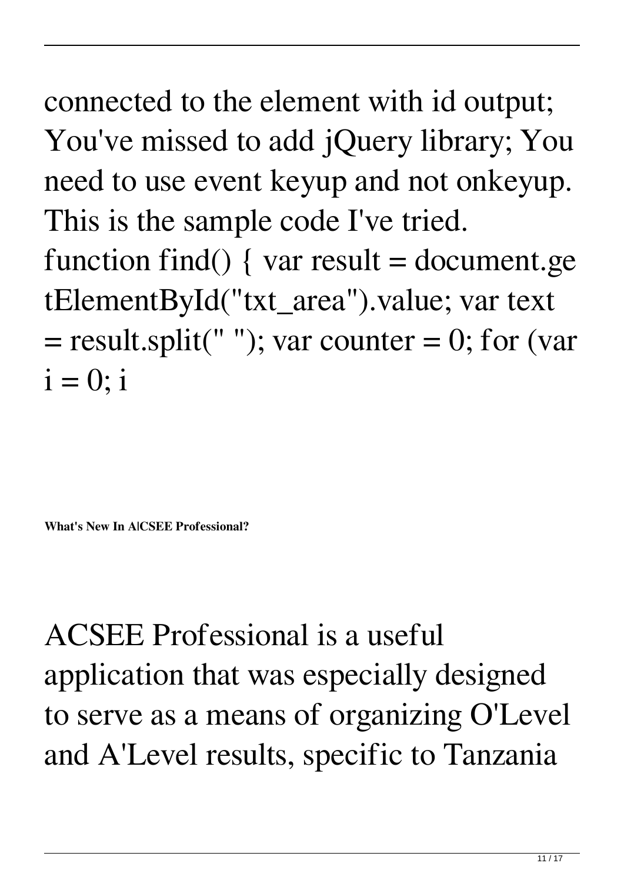connected to the element with id output; You've missed to add jQuery library; You need to use event keyup and not onkeyup. This is the sample code I've tried. function find() { var result = document.getElementById("txt_area").value; var text = result.split(" "); var counter = 0; for (var i = 0; i

**What's New In A|CSEE Professional?**

ACSEE Professional is a useful application that was especially designed to serve as a means of organizing O'Level and A'Level results, specific to Tanzania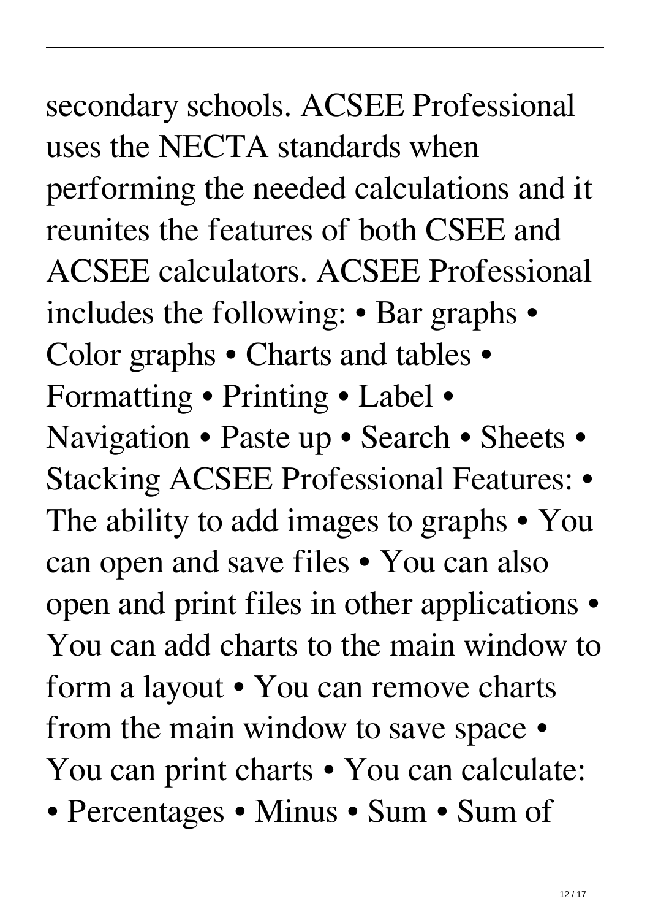secondary schools. ACSEE Professional uses the NECTA standards when performing the needed calculations and it reunites the features of both CSEE and ACSEE calculators. ACSEE Professional includes the following: • Bar graphs • Color graphs • Charts and tables • Formatting • Printing • Label • Navigation • Paste up • Search • Sheets • Stacking ACSEE Professional Features: • The ability to add images to graphs • You can open and save files • You can also open and print files in other applications • You can add charts to the main window to form a layout • You can remove charts from the main window to save space • You can print charts • You can calculate: • Percentages • Minus • Sum • Sum of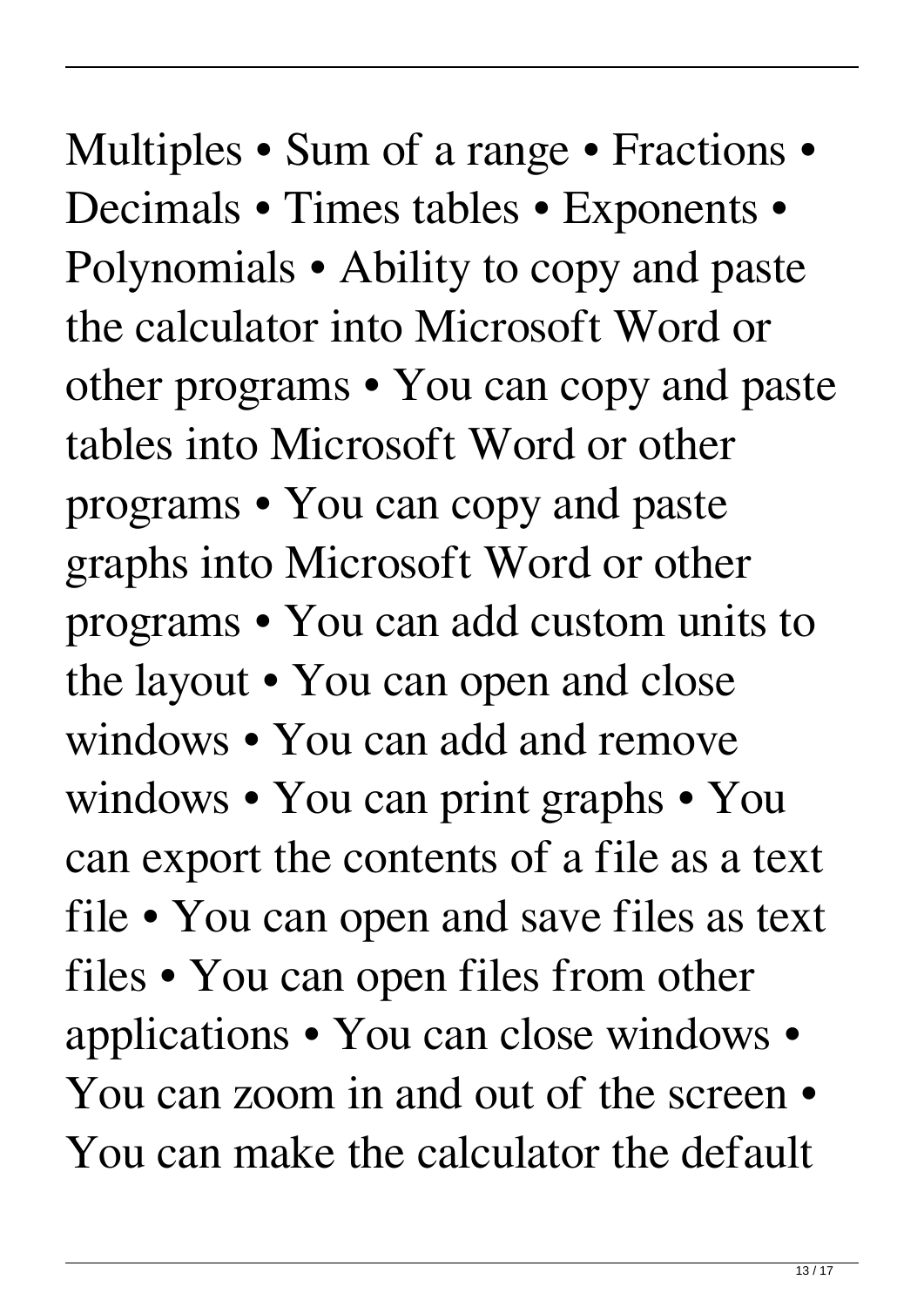Multiples • Sum of a range • Fractions • Decimals • Times tables • Exponents • Polynomials • Ability to copy and paste the calculator into Microsoft Word or other programs • You can copy and paste tables into Microsoft Word or other programs • You can copy and paste graphs into Microsoft Word or other programs • You can add custom units to the layout • You can open and close windows • You can add and remove windows • You can print graphs • You can export the contents of a file as a text file • You can open and save files as text files • You can open files from other applications • You can close windows • You can zoom in and out of the screen • You can make the calculator the default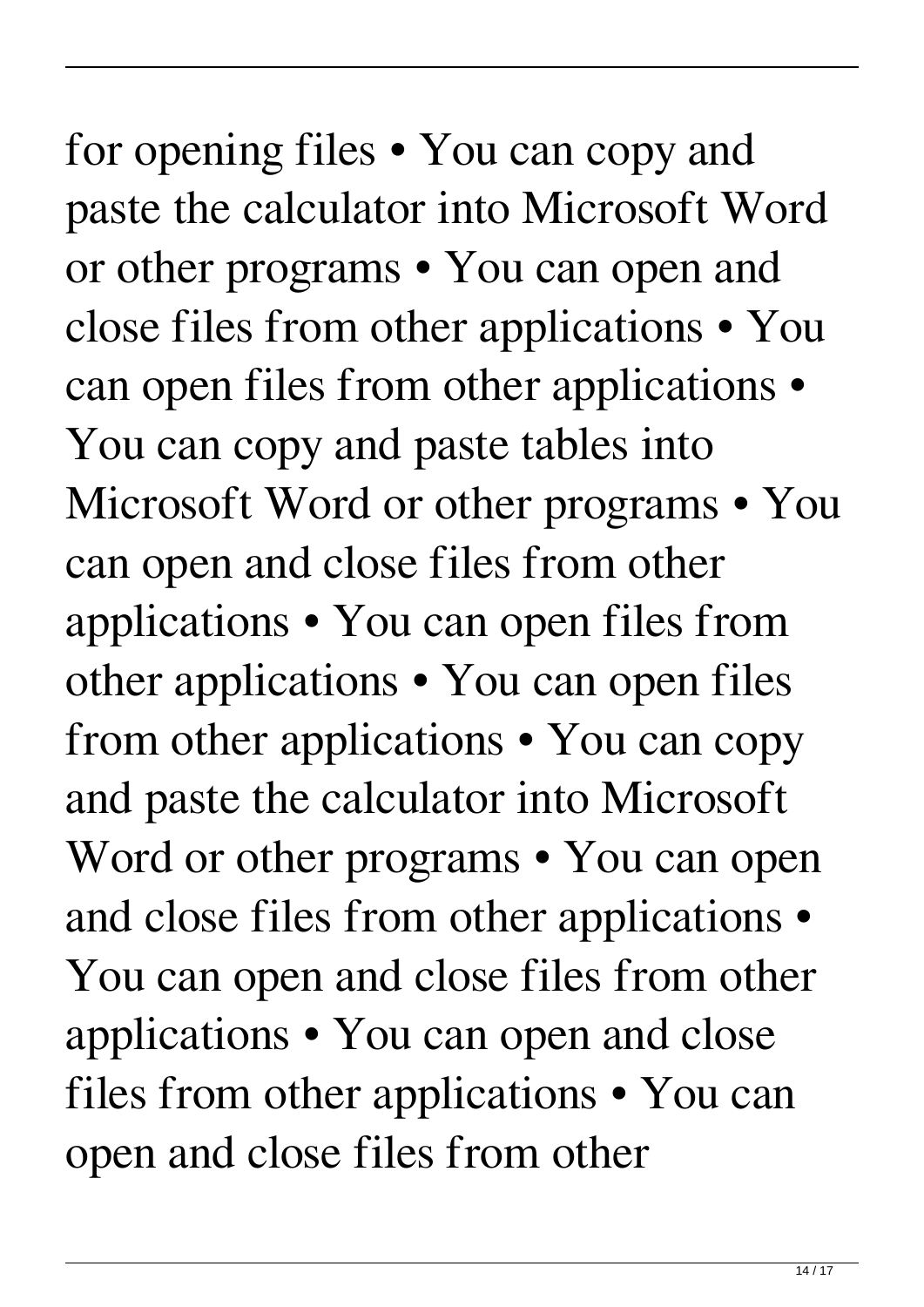for opening files • You can copy and paste the calculator into Microsoft Word or other programs • You can open and close files from other applications • You can open files from other applications • You can copy and paste tables into Microsoft Word or other programs • You can open and close files from other applications • You can open files from other applications • You can open files from other applications • You can copy and paste the calculator into Microsoft Word or other programs • You can open and close files from other applications • You can open and close files from other applications • You can open and close files from other applications • You can open and close files from other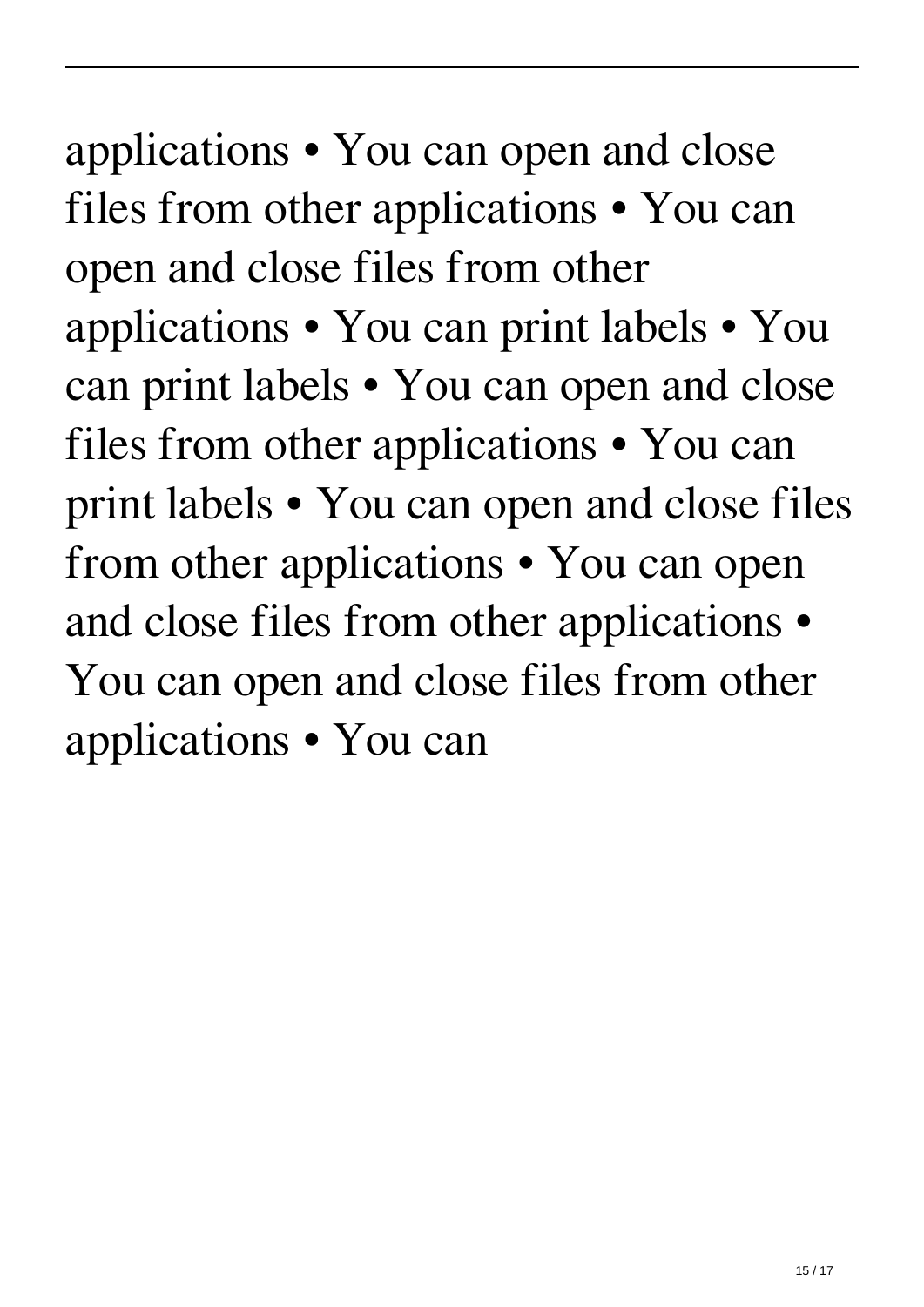applications • You can open and close files from other applications • You can open and close files from other applications • You can print labels • You can print labels • You can open and close files from other applications • You can print labels • You can open and close files from other applications • You can open and close files from other applications • You can open and close files from other applications • You can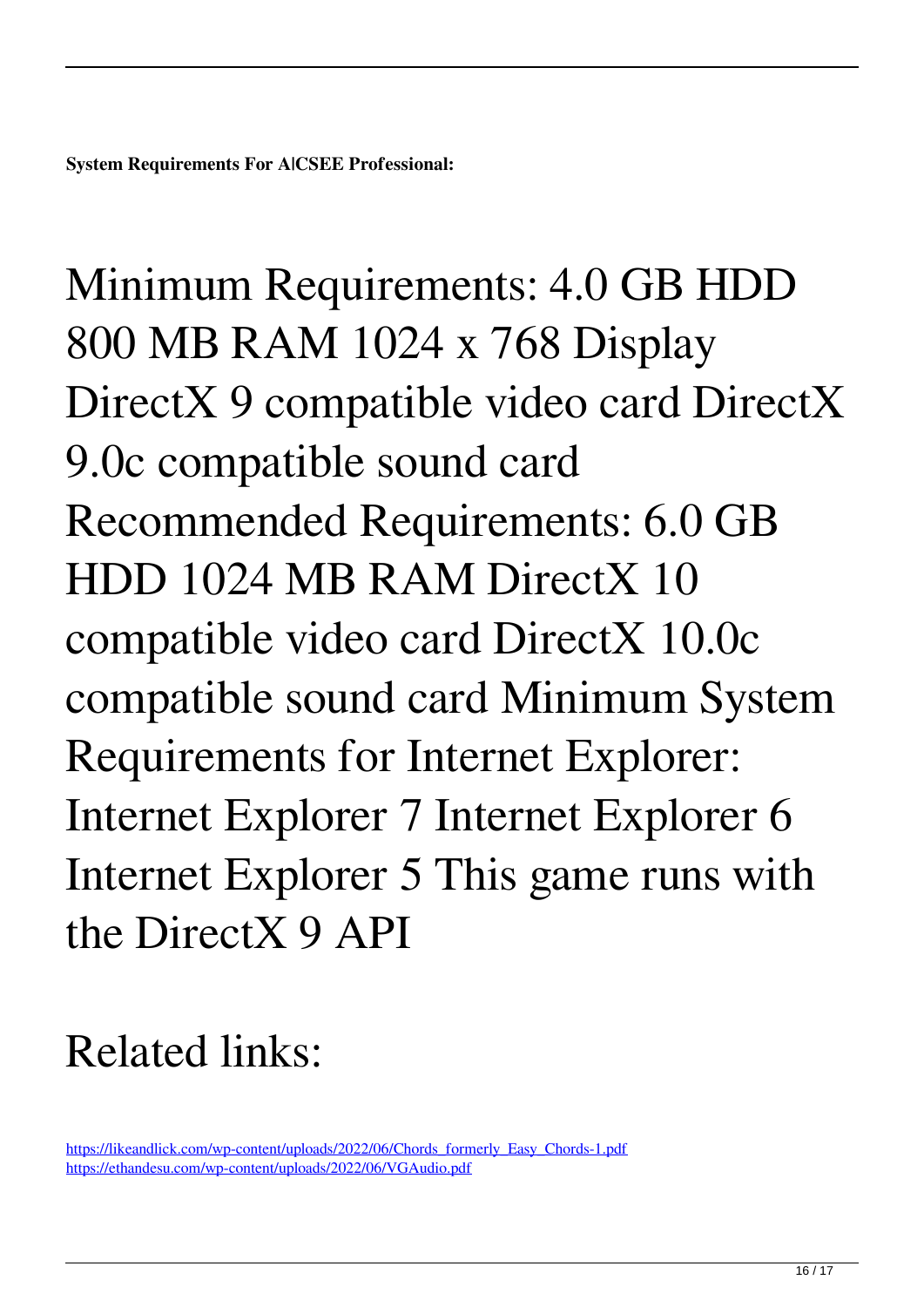**System Requirements For A|CSEE Professional:**

Minimum Requirements: 4.0 GB HDD 800 MB RAM 1024 x 768 Display DirectX 9 compatible video card DirectX 9.0c compatible sound card Recommended Requirements: 6.0 GB HDD 1024 MB RAM DirectX 10 compatible video card DirectX 10.0c compatible sound card Minimum System Requirements for Internet Explorer: Internet Explorer 7 Internet Explorer 6 Internet Explorer 5 This game runs with the DirectX 9 API

Related links:

https://likeandlick.com/wp-content/uploads/2022/06/Chords_formerly_Easy_Chords-1.pdf
https://ethandesu.com/wp-content/uploads/2022/06/VGAudio.pdf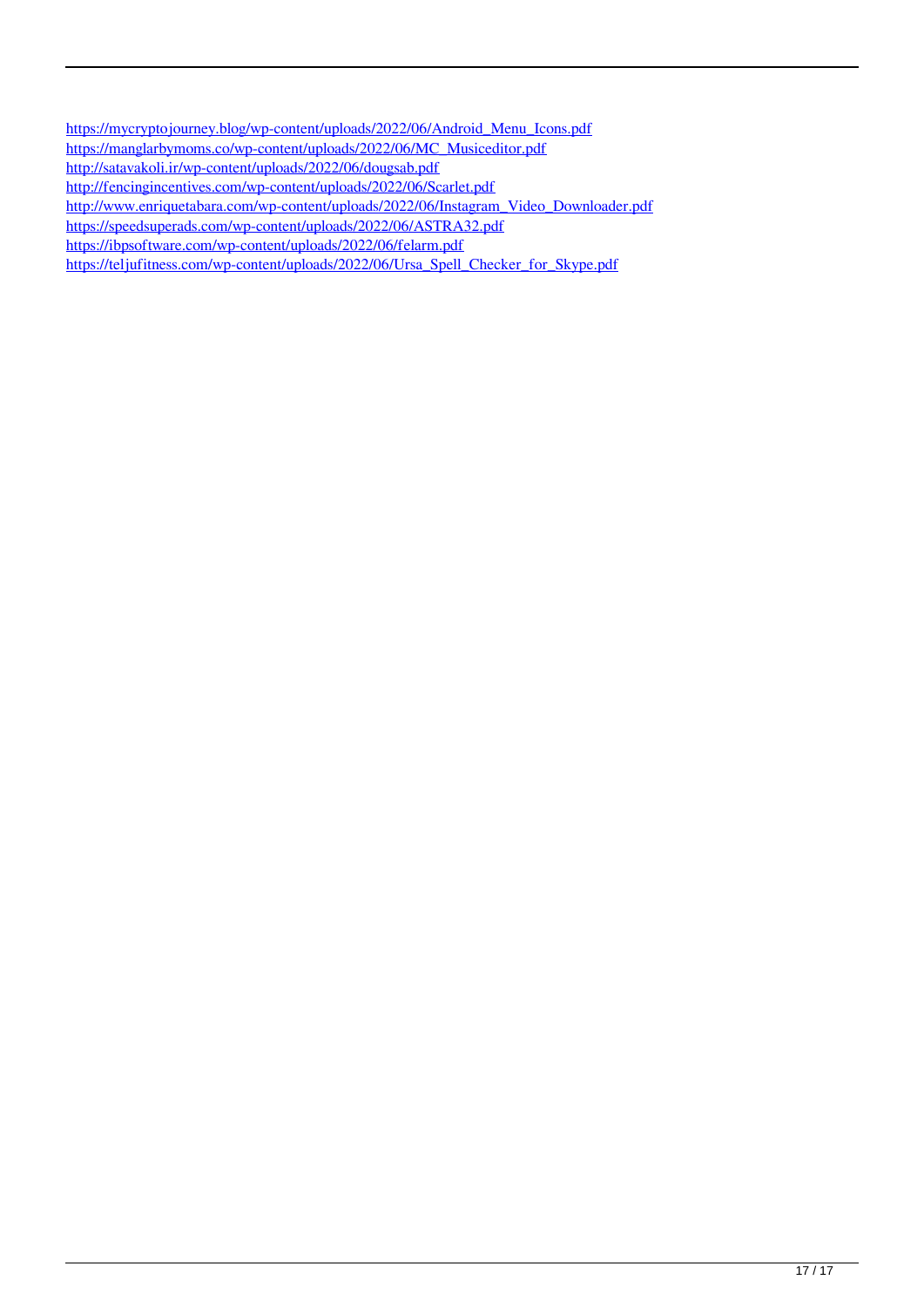https://mycryptojourney.blog/wp-content/uploads/2022/06/Android_Menu_Icons.pdf
https://manglarbymoms.co/wp-content/uploads/2022/06/MC_Musiceditor.pdf
http://satavakoli.ir/wp-content/uploads/2022/06/dougsab.pdf
http://fencingincentives.com/wp-content/uploads/2022/06/Scarlet.pdf
http://www.enriquetabara.com/wp-content/uploads/2022/06/Instagram_Video_Downloader.pdf
https://speedsuperads.com/wp-content/uploads/2022/06/ASTRA32.pdf
https://ibpsoftware.com/wp-content/uploads/2022/06/felarm.pdf
https://teljufitness.com/wp-content/uploads/2022/06/Ursa_Spell_Checker_for_Skype.pdf